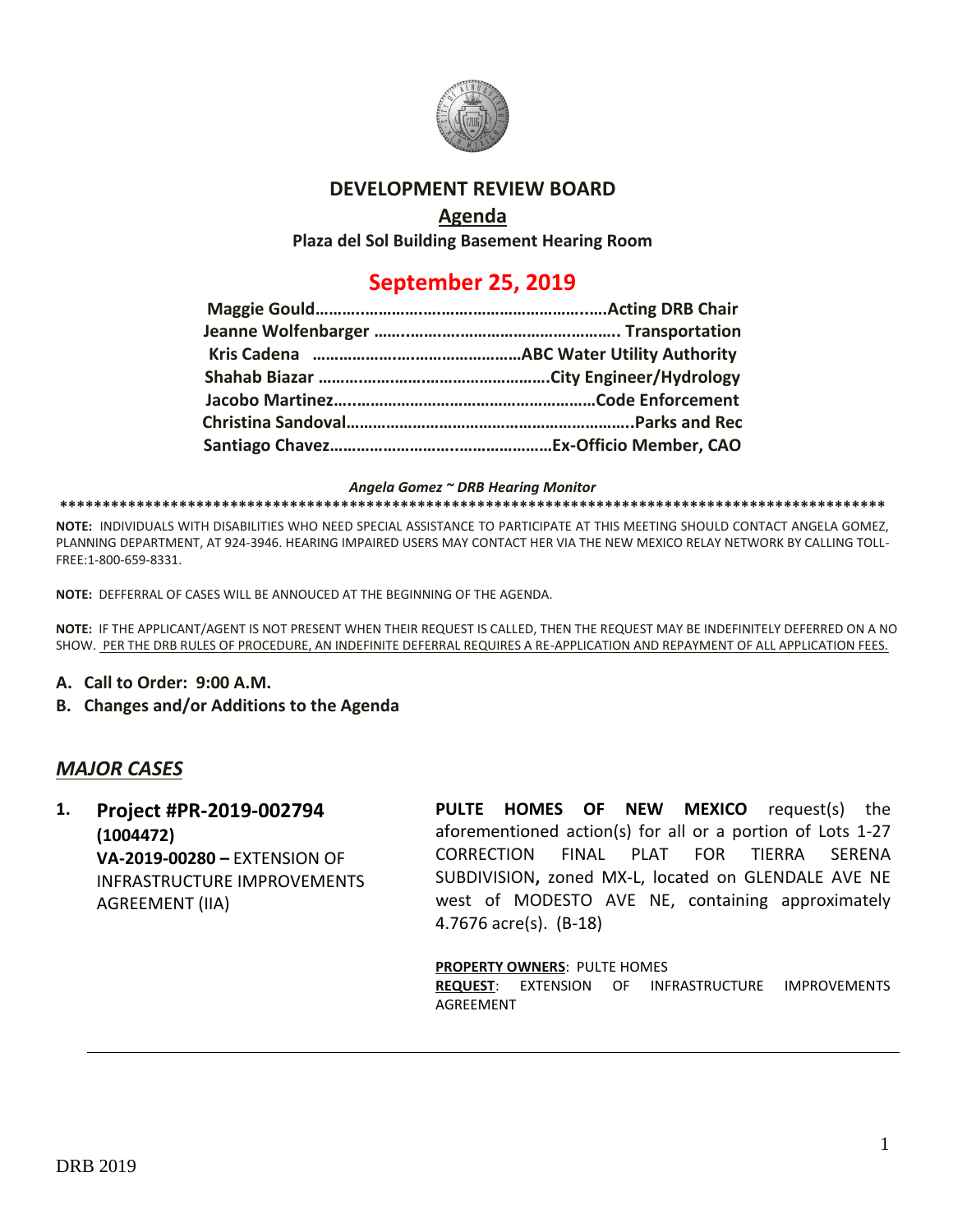# DEVELOPMENT REVIEW BOARD

## Agenda

**Plaza del Sol Building Basement Hearing Room**

## September 25, 2019

| | |
|---|---|
| **Maggie Gould** | **Acting DRB Chair** |
| **Jeanne Wolfenbarger** | **Transportation** |
| **Kris Cadena** | **ABC Water Utility Authority** |
| **Shahab Biazar** | **City Engineer/Hydrology** |
| **Jacobo Martinez** | **Code Enforcement** |
| **Christina Sandoval** | **Parks and Rec** |
| **Santiago Chavez** | **Ex-Officio Member, CAO** |

***Angela Gomez ~ DRB Hearing Monitor***

****************************************************************************************************

**NOTE:** INDIVIDUALS WITH DISABILITIES WHO NEED SPECIAL ASSISTANCE TO PARTICIPATE AT THIS MEETING SHOULD CONTACT ANGELA GOMEZ, PLANNING DEPARTMENT, AT 924-3946. HEARING IMPAIRED USERS MAY CONTACT HER VIA THE NEW MEXICO RELAY NETWORK BY CALLING TOLL-FREE:1-800-659-8331.

**NOTE:** DEFFERRAL OF CASES WILL BE ANNOUCED AT THE BEGINNING OF THE AGENDA.

**NOTE:** IF THE APPLICANT/AGENT IS NOT PRESENT WHEN THEIR REQUEST IS CALLED, THEN THE REQUEST MAY BE INDEFINITELY DEFERRED ON A NO SHOW. PER THE DRB RULES OF PROCEDURE, AN INDEFINITE DEFERRAL REQUIRES A RE-APPLICATION AND REPAYMENT OF ALL APPLICATION FEES.

**A. Call to Order: 9:00 A.M.**

**B. Changes and/or Additions to the Agenda**

## *MAJOR CASES*

1. **Project #PR-2019-002794 (1004472)**
   **VA-2019-00280 –** EXTENSION OF INFRASTRUCTURE IMPROVEMENTS AGREEMENT (IIA)

   **PULTE HOMES OF NEW MEXICO** request(s) the aforementioned action(s) for all or a portion of Lots 1-27 CORRECTION FINAL PLAT FOR TIERRA SERENA SUBDIVISION**,** zoned MX-L, located on GLENDALE AVE NE west of MODESTO AVE NE, containing approximately 4.7676 acre(s). (B-18)

   **PROPERTY OWNERS**: PULTE HOMES
   **REQUEST**: EXTENSION OF INFRASTRUCTURE IMPROVEMENTS AGREEMENT

---

DRB 2019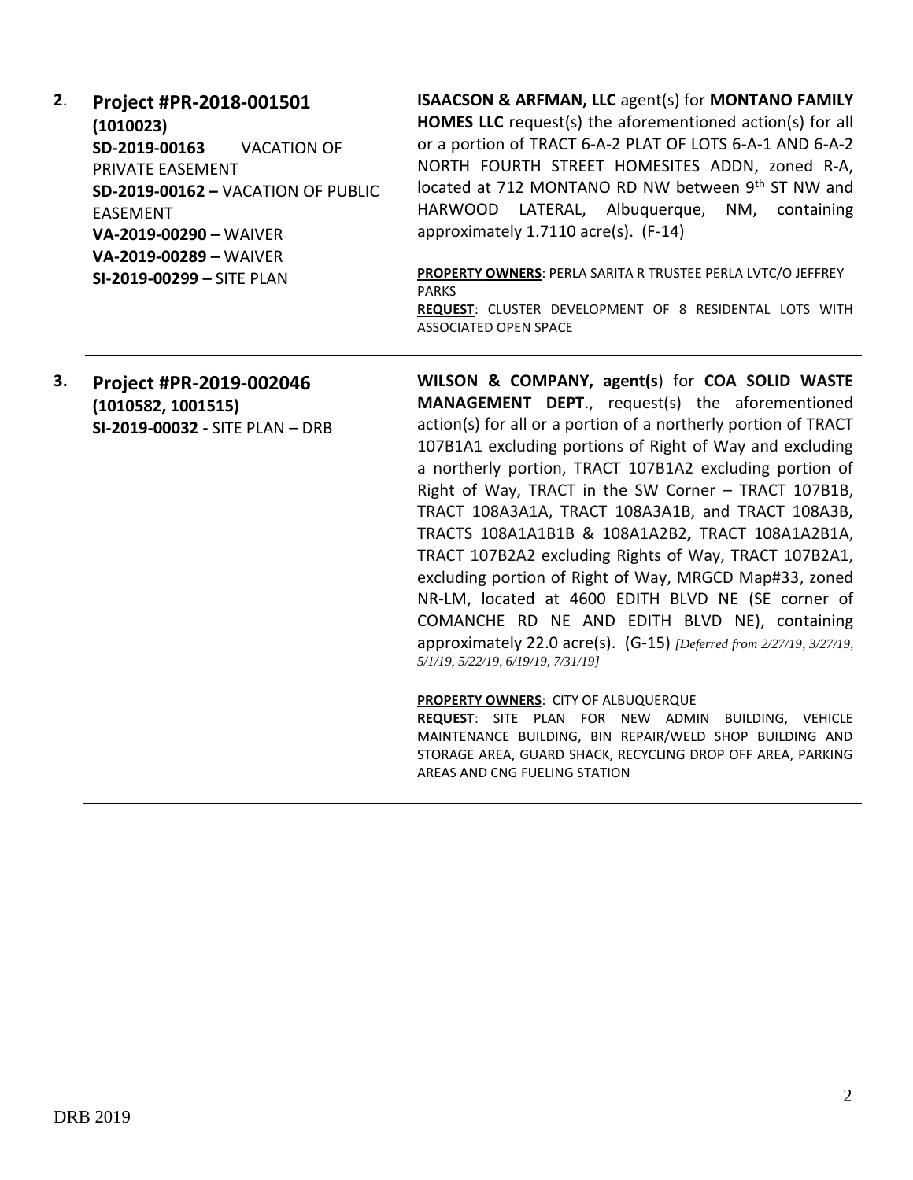**2.** **Project #PR-2018-001501**
**(1010023)**
**SD-2019-00163** VACATION OF PRIVATE EASEMENT
**SD-2019-00162 –** VACATION OF PUBLIC EASEMENT
**VA-2019-00290 –** WAIVER
**VA-2019-00289 –** WAIVER
**SI-2019-00299 –** SITE PLAN

**ISAACSON & ARFMAN, LLC** agent(s) for **MONTANO FAMILY HOMES LLC** request(s) the aforementioned action(s) for all or a portion of TRACT 6-A-2 PLAT OF LOTS 6-A-1 AND 6-A-2 NORTH FOURTH STREET HOMESITES ADDN, zoned R-A, located at 712 MONTANO RD NW between 9th ST NW and HARWOOD LATERAL, Albuquerque, NM, containing approximately 1.7110 acre(s). (F-14)

**PROPERTY OWNERS**: PERLA SARITA R TRUSTEE PERLA LVTC/O JEFFREY PARKS
**REQUEST**: CLUSTER DEVELOPMENT OF 8 RESIDENTAL LOTS WITH ASSOCIATED OPEN SPACE

---

**3.** **Project #PR-2019-002046**
**(1010582, 1001515)**
**SI-2019-00032 -** SITE PLAN – DRB

**WILSON & COMPANY, agent(s)** for **COA SOLID WASTE MANAGEMENT DEPT**., request(s) the aforementioned action(s) for all or a portion of a northerly portion of TRACT 107B1A1 excluding portions of Right of Way and excluding a northerly portion, TRACT 107B1A2 excluding portion of Right of Way, TRACT in the SW Corner – TRACT 107B1B, TRACT 108A3A1A, TRACT 108A3A1B, and TRACT 108A3B, TRACTS 108A1A1B1B & 108A1A2B2**,** TRACT 108A1A2B1A, TRACT 107B2A2 excluding Rights of Way, TRACT 107B2A1, excluding portion of Right of Way, MRGCD Map#33, zoned NR-LM, located at 4600 EDITH BLVD NE (SE corner of COMANCHE RD NE AND EDITH BLVD NE), containing approximately 22.0 acre(s). (G-15) *[Deferred from 2/27/19, 3/27/19, 5/1/19, 5/22/19, 6/19/19, 7/31/19]*

**PROPERTY OWNERS**: CITY OF ALBUQUERQUE
**REQUEST**: SITE PLAN FOR NEW ADMIN BUILDING, VEHICLE MAINTENANCE BUILDING, BIN REPAIR/WELD SHOP BUILDING AND STORAGE AREA, GUARD SHACK, RECYCLING DROP OFF AREA, PARKING AREAS AND CNG FUELING STATION

---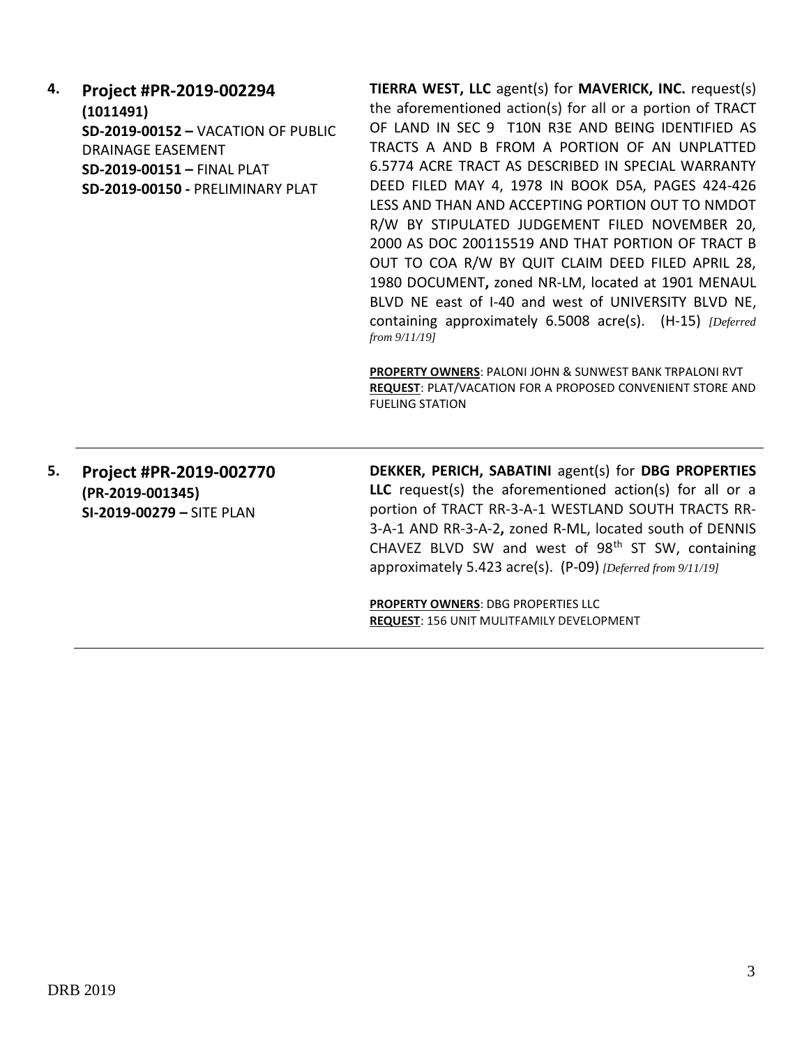**4. Project #PR-2019-002294**
**(1011491)**
**SD-2019-00152 –** VACATION OF PUBLIC DRAINAGE EASEMENT
**SD-2019-00151 –** FINAL PLAT
**SD-2019-00150 -** PRELIMINARY PLAT

**TIERRA WEST, LLC** agent(s) for **MAVERICK, INC.** request(s) the aforementioned action(s) for all or a portion of TRACT OF LAND IN SEC 9 T10N R3E AND BEING IDENTIFIED AS TRACTS A AND B FROM A PORTION OF AN UNPLATTED 6.5774 ACRE TRACT AS DESCRIBED IN SPECIAL WARRANTY DEED FILED MAY 4, 1978 IN BOOK D5A, PAGES 424-426 LESS AND THAN AND ACCEPTING PORTION OUT TO NMDOT R/W BY STIPULATED JUDGEMENT FILED NOVEMBER 20, 2000 AS DOC 200115519 AND THAT PORTION OF TRACT B OUT TO COA R/W BY QUIT CLAIM DEED FILED APRIL 28, 1980 DOCUMENT**,** zoned NR-LM, located at 1901 MENAUL BLVD NE east of I-40 and west of UNIVERSITY BLVD NE, containing approximately 6.5008 acre(s). (H-15) *[Deferred from 9/11/19]*

**PROPERTY OWNERS**: PALONI JOHN & SUNWEST BANK TRPALONI RVT
**REQUEST**: PLAT/VACATION FOR A PROPOSED CONVENIENT STORE AND FUELING STATION

---

**5. Project #PR-2019-002770**
**(PR-2019-001345)**
**SI-2019-00279 –** SITE PLAN

**DEKKER, PERICH, SABATINI** agent(s) for **DBG PROPERTIES LLC** request(s) the aforementioned action(s) for all or a portion of TRACT RR-3-A-1 WESTLAND SOUTH TRACTS RR-3-A-1 AND RR-3-A-2**,** zoned R-ML, located south of DENNIS CHAVEZ BLVD SW and west of 98th ST SW, containing approximately 5.423 acre(s). (P-09) *[Deferred from 9/11/19]*

**PROPERTY OWNERS**: DBG PROPERTIES LLC
**REQUEST**: 156 UNIT MULITFAMILY DEVELOPMENT

---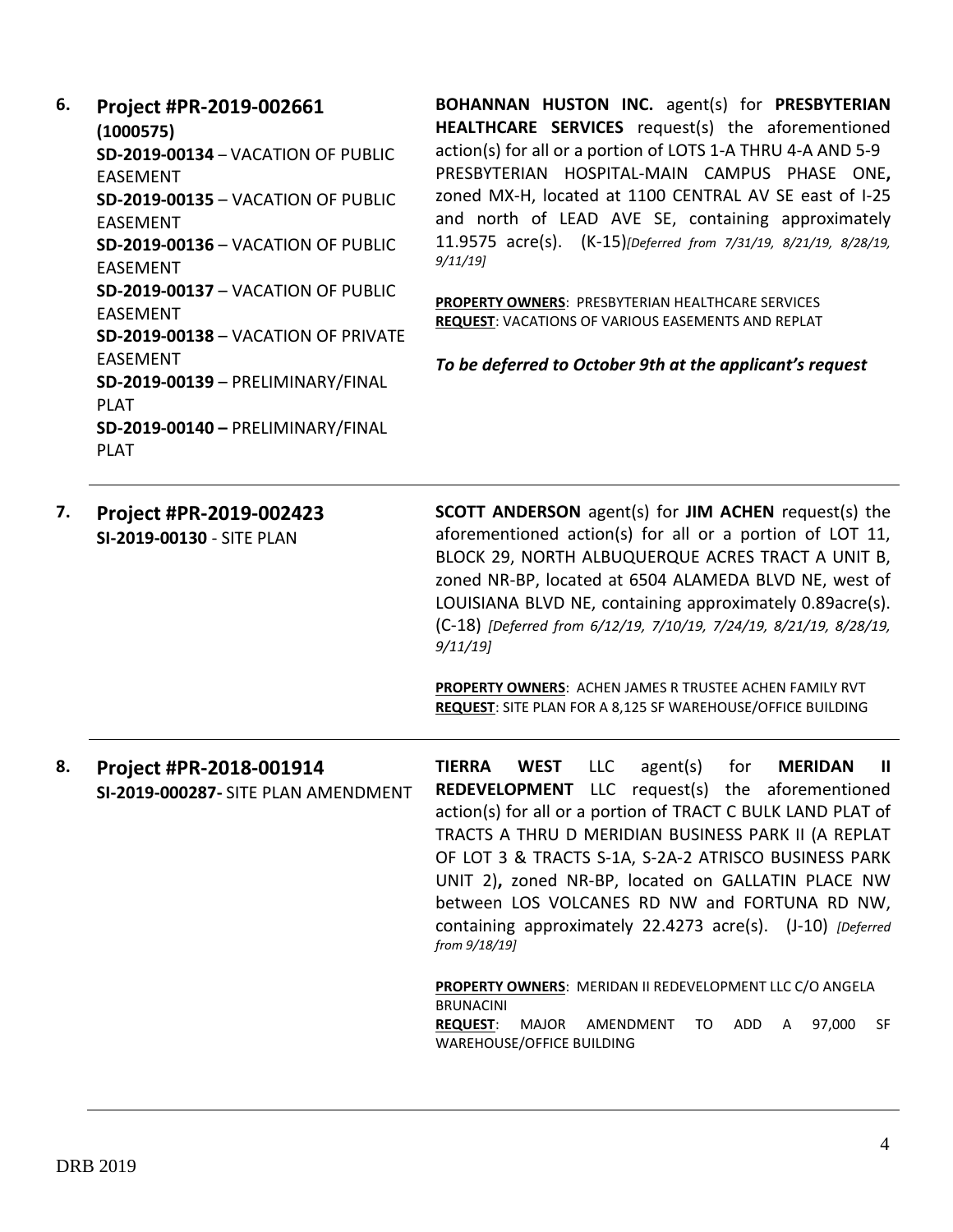6. **Project #PR-2019-002661**
**(1000575)**
**SD-2019-00134** – VACATION OF PUBLIC EASEMENT
**SD-2019-00135** – VACATION OF PUBLIC EASEMENT
**SD-2019-00136** – VACATION OF PUBLIC EASEMENT
**SD-2019-00137** – VACATION OF PUBLIC EASEMENT
**SD-2019-00138** – VACATION OF PRIVATE EASEMENT
**SD-2019-00139** – PRELIMINARY/FINAL PLAT
**SD-2019-00140 –** PRELIMINARY/FINAL PLAT

**BOHANNAN HUSTON INC.** agent(s) for **PRESBYTERIAN HEALTHCARE SERVICES** request(s) the aforementioned action(s) for all or a portion of LOTS 1-A THRU 4-A AND 5-9 PRESBYTERIAN HOSPITAL-MAIN CAMPUS PHASE ONE**,** zoned MX-H, located at 1100 CENTRAL AV SE east of I-25 and north of LEAD AVE SE, containing approximately 11.9575 acre(s). (K-15)*[Deferred from 7/31/19, 8/21/19, 8/28/19, 9/11/19]*

**PROPERTY OWNERS**: PRESBYTERIAN HEALTHCARE SERVICES
**REQUEST**: VACATIONS OF VARIOUS EASEMENTS AND REPLAT

***To be deferred to October 9th at the applicant's request***

---

7. **Project #PR-2019-002423**
**SI-2019-00130** - SITE PLAN

**SCOTT ANDERSON** agent(s) for **JIM ACHEN** request(s) the aforementioned action(s) for all or a portion of LOT 11, BLOCK 29, NORTH ALBUQUERQUE ACRES TRACT A UNIT B, zoned NR-BP, located at 6504 ALAMEDA BLVD NE, west of LOUISIANA BLVD NE, containing approximately 0.89acre(s). (C-18) *[Deferred from 6/12/19, 7/10/19, 7/24/19, 8/21/19, 8/28/19, 9/11/19]*

**PROPERTY OWNERS**: ACHEN JAMES R TRUSTEE ACHEN FAMILY RVT
**REQUEST**: SITE PLAN FOR A 8,125 SF WAREHOUSE/OFFICE BUILDING

---

8. **Project #PR-2018-001914**
**SI-2019-000287-** SITE PLAN AMENDMENT

**TIERRA WEST** LLC agent(s) for **MERIDAN II REDEVELOPMENT** LLC request(s) the aforementioned action(s) for all or a portion of TRACT C BULK LAND PLAT of TRACTS A THRU D MERIDIAN BUSINESS PARK II (A REPLAT OF LOT 3 & TRACTS S-1A, S-2A-2 ATRISCO BUSINESS PARK UNIT 2)**,** zoned NR-BP, located on GALLATIN PLACE NW between LOS VOLCANES RD NW and FORTUNA RD NW, containing approximately 22.4273 acre(s). (J-10) *[Deferred from 9/18/19]*

**PROPERTY OWNERS**: MERIDAN II REDEVELOPMENT LLC C/O ANGELA BRUNACINI
**REQUEST**: MAJOR AMENDMENT TO ADD A 97,000 SF WAREHOUSE/OFFICE BUILDING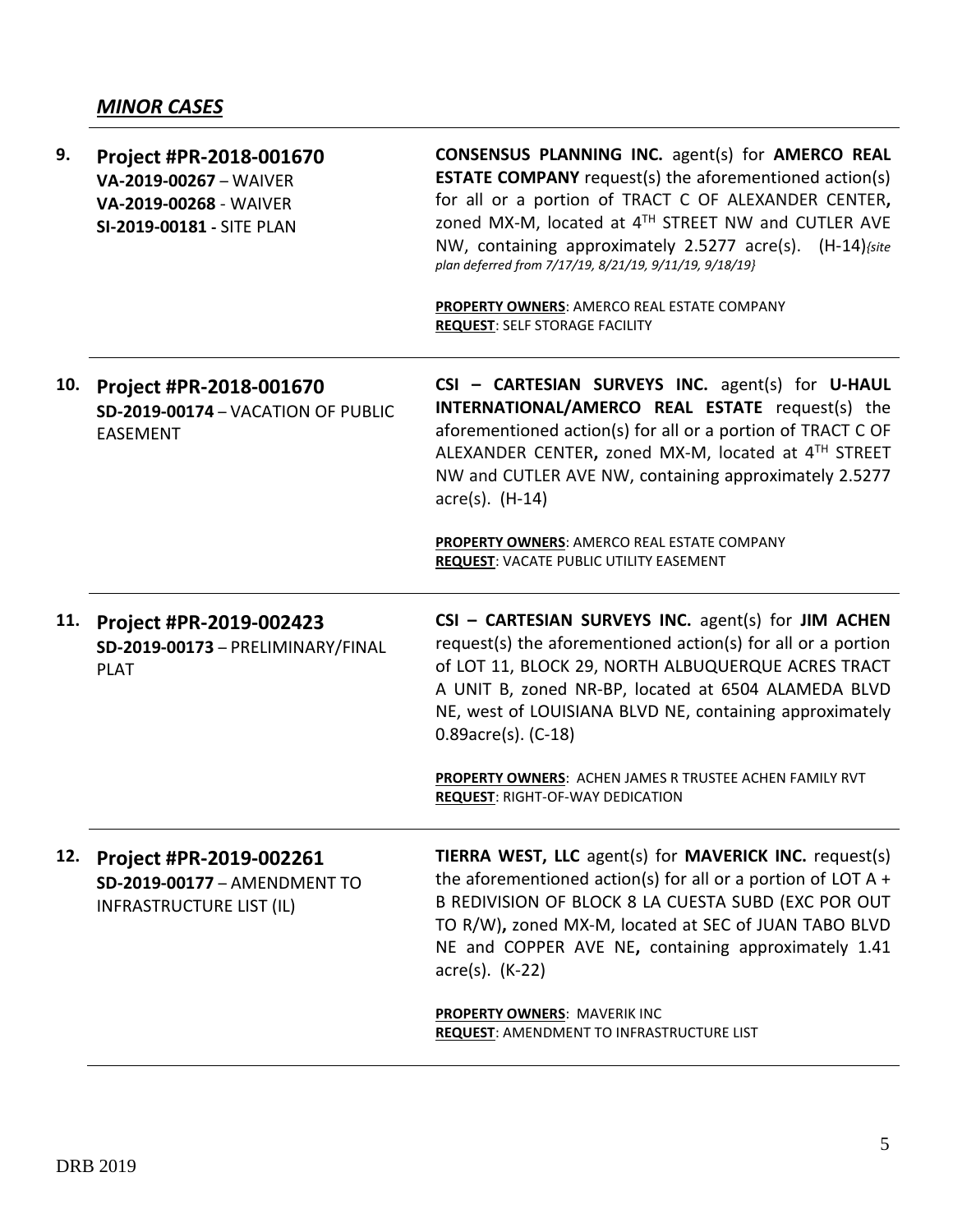## ***MINOR CASES***

| | | |
|---|---|---|
| **9.** | **Project #PR-2018-001670**<br>**VA-2019-00267** – WAIVER<br>**VA-2019-00268** - WAIVER<br>**SI-2019-00181 -** SITE PLAN | **CONSENSUS PLANNING INC.** agent(s) for **AMERCO REAL ESTATE COMPANY** request(s) the aforementioned action(s) for all or a portion of TRACT C OF ALEXANDER CENTER**,** zoned MX-M, located at 4TH STREET NW and CUTLER AVE NW, containing approximately 2.5277 acre(s). (H-14)*{site plan deferred from 7/17/19, 8/21/19, 9/11/19, 9/18/19}*<br><br>**PROPERTY OWNERS**: AMERCO REAL ESTATE COMPANY<br>**REQUEST**: SELF STORAGE FACILITY |
| **10.** | **Project #PR-2018-001670**<br>**SD-2019-00174** – VACATION OF PUBLIC EASEMENT | **CSI – CARTESIAN SURVEYS INC.** agent(s) for **U-HAUL INTERNATIONAL/AMERCO REAL ESTATE** request(s) the aforementioned action(s) for all or a portion of TRACT C OF ALEXANDER CENTER**,** zoned MX-M, located at 4TH STREET NW and CUTLER AVE NW, containing approximately 2.5277 acre(s). (H-14)<br><br>**PROPERTY OWNERS**: AMERCO REAL ESTATE COMPANY<br>**REQUEST**: VACATE PUBLIC UTILITY EASEMENT |
| **11.** | **Project #PR-2019-002423**<br>**SD-2019-00173** – PRELIMINARY/FINAL PLAT | **CSI – CARTESIAN SURVEYS INC.** agent(s) for **JIM ACHEN** request(s) the aforementioned action(s) for all or a portion of LOT 11, BLOCK 29, NORTH ALBUQUERQUE ACRES TRACT A UNIT B, zoned NR-BP, located at 6504 ALAMEDA BLVD NE, west of LOUISIANA BLVD NE, containing approximately 0.89acre(s). (C-18)<br><br>**PROPERTY OWNERS**: ACHEN JAMES R TRUSTEE ACHEN FAMILY RVT<br>**REQUEST**: RIGHT-OF-WAY DEDICATION |
| **12.** | **Project #PR-2019-002261**<br>**SD-2019-00177** – AMENDMENT TO INFRASTRUCTURE LIST (IL) | **TIERRA WEST, LLC** agent(s) for **MAVERICK INC.** request(s) the aforementioned action(s) for all or a portion of LOT A + B REDIVISION OF BLOCK 8 LA CUESTA SUBD (EXC POR OUT TO R/W)**,** zoned MX-M, located at SEC of JUAN TABO BLVD NE and COPPER AVE NE**,** containing approximately 1.41 acre(s). (K-22)<br><br>**PROPERTY OWNERS**: MAVERIK INC<br>**REQUEST**: AMENDMENT TO INFRASTRUCTURE LIST |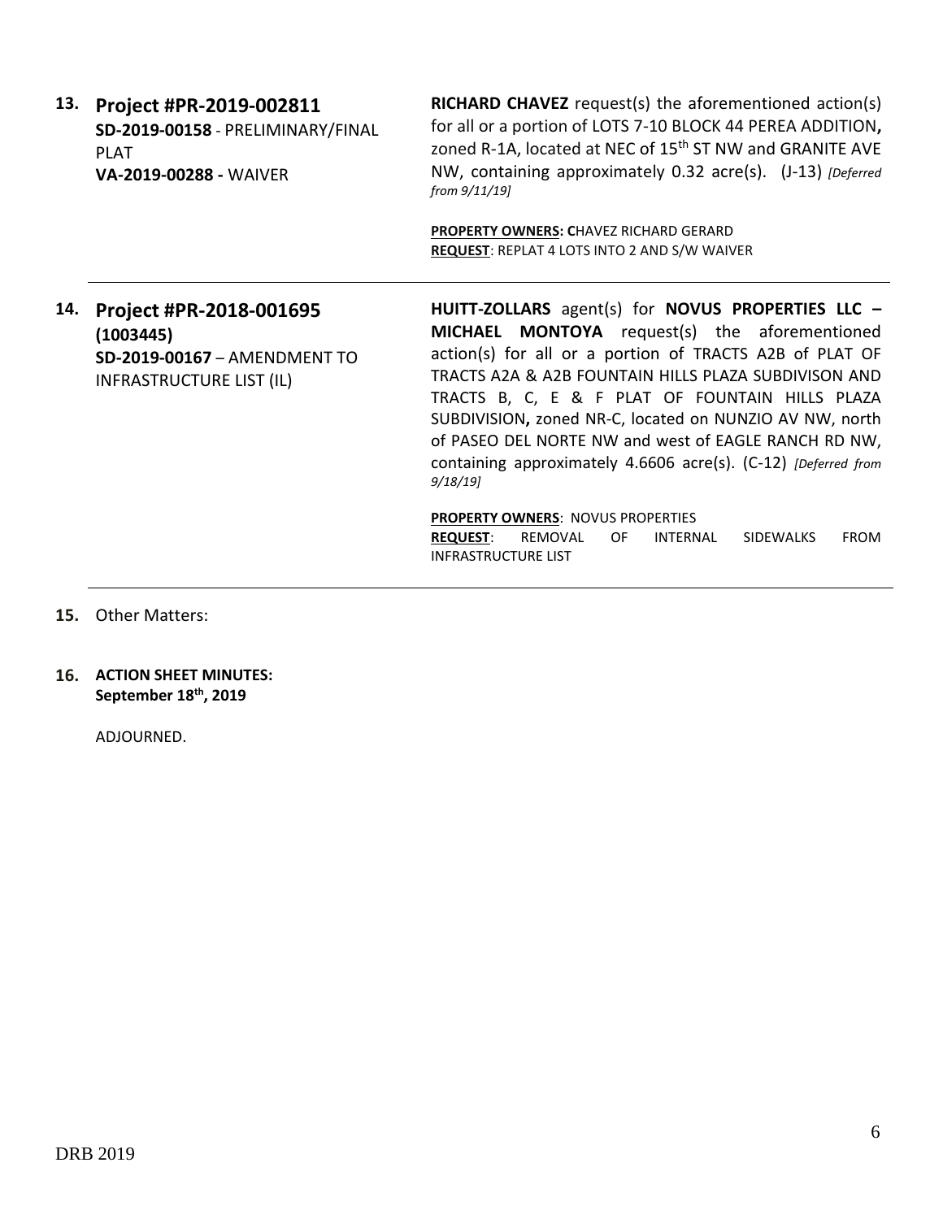**13. Project #PR-2019-002811**
**SD-2019-00158** - PRELIMINARY/FINAL PLAT
**VA-2019-00288 -** WAIVER

**RICHARD CHAVEZ** request(s) the aforementioned action(s) for all or a portion of LOTS 7-10 BLOCK 44 PEREA ADDITION**,** zoned R-1A, located at NEC of 15th ST NW and GRANITE AVE NW, containing approximately 0.32 acre(s). (J-13) *[Deferred from 9/11/19]*

**PROPERTY OWNERS: C**HAVEZ RICHARD GERARD
**REQUEST**: REPLAT 4 LOTS INTO 2 AND S/W WAIVER

---

**14. Project #PR-2018-001695 (1003445)**
**SD-2019-00167** – AMENDMENT TO INFRASTRUCTURE LIST (IL)

**HUITT-ZOLLARS** agent(s) for **NOVUS PROPERTIES LLC – MICHAEL MONTOYA** request(s) the aforementioned action(s) for all or a portion of TRACTS A2B of PLAT OF TRACTS A2A & A2B FOUNTAIN HILLS PLAZA SUBDIVISON AND TRACTS B, C, E & F PLAT OF FOUNTAIN HILLS PLAZA SUBDIVISION**,** zoned NR-C, located on NUNZIO AV NW, north of PASEO DEL NORTE NW and west of EAGLE RANCH RD NW, containing approximately 4.6606 acre(s). (C-12) *[Deferred from 9/18/19]*

**PROPERTY OWNERS**: NOVUS PROPERTIES
**REQUEST**: REMOVAL OF INTERNAL SIDEWALKS FROM INFRASTRUCTURE LIST

---

**15.** Other Matters:

**16. ACTION SHEET MINUTES: September 18th, 2019**

ADJOURNED.